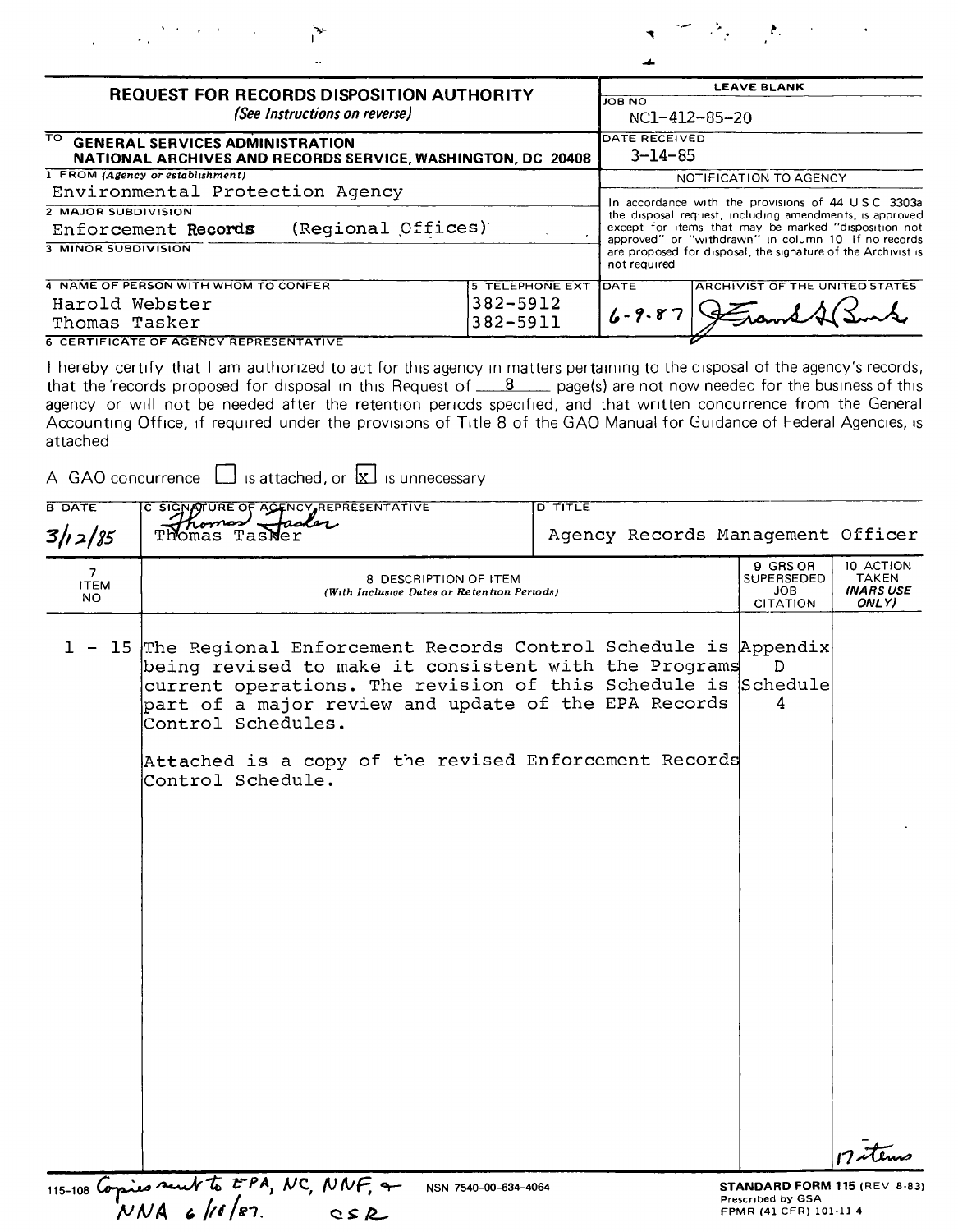# REQUEST FOR RECORDS DISPOSITION AUTHORITY

*(See Instructions on reverse)*

| | LEAVE BLANK |
|---|---|
| TO GENERAL SERVICES ADMINISTRATION NATIONAL ARCHIVES AND RECORDS SERVICE, WASHINGTON, DC 20408 | JOB NO NC1-412-85-20 |
| 1 FROM (Agency or establishment) Environmental Protection Agency | DATE RECEIVED 3-14-85 |
| 2 MAJOR SUBDIVISION Enforcement Records (Regional Offices) | NOTIFICATION TO AGENCY |
| 3 MINOR SUBDIVISION | In accordance with the provisions of 44 USC 3303a the disposal request, including amendments, is approved except for items that may be marked "disposition not approved" or "withdrawn" in column 10 If no records are proposed for disposal, the signature of the Archivist is not required |

| 4 NAME OF PERSON WITH WHOM TO CONFER | 5 TELEPHONE EXT | DATE | ARCHIVIST OF THE UNITED STATES |
|---|---|---|---|
| Harold Webster | 382-5912 | 6-9-87 | [signature] |
| Thomas Tasker | 382-5911 | | |

**6 CERTIFICATE OF AGENCY REPRESENTATIVE**

I hereby certify that I am authorized to act for this agency in matters pertaining to the disposal of the agency's records, that the records proposed for disposal in this Request of 8 page(s) are not now needed for the business of this agency or will not be needed after the retention periods specified, and that written concurrence from the General Accounting Office, if required under the provisions of Title 8 of the GAO Manual for Guidance of Federal Agencies, is attached

A GAO concurrence ☐ is attached, or ☒ is unnecessary

| B DATE | C SIGNATURE OF AGENCY REPRESENTATIVE | D TITLE |
|---|---|---|
| 3/12/85 | Thomas Tasker | Agency Records Management Officer |

| 7 ITEM NO | 8 DESCRIPTION OF ITEM (With Inclusive Dates or Retention Periods) | 9 GRS OR SUPERSEDED JOB CITATION | 10 ACTION TAKEN (NARS USE ONLY) |
|---|---|---|---|
| 1 - 15 | The Regional Enforcement Records Control Schedule is being revised to make it consistent with the Programs current operations. The revision of this Schedule is part of a major review and update of the EPA Records Control Schedules.<br><br>Attached is a copy of the revised Enforcement Records Control Schedule. | Appendix D Schedule 4 | 17 items |

115-108 Copies sent to EPA, NC, NNF, & NNA 6/10/87. CSR

NSN 7540-00-634-4064

**STANDARD FORM 115** (REV 8-83)
Prescribed by GSA
FPMR (41 CFR) 101-11 4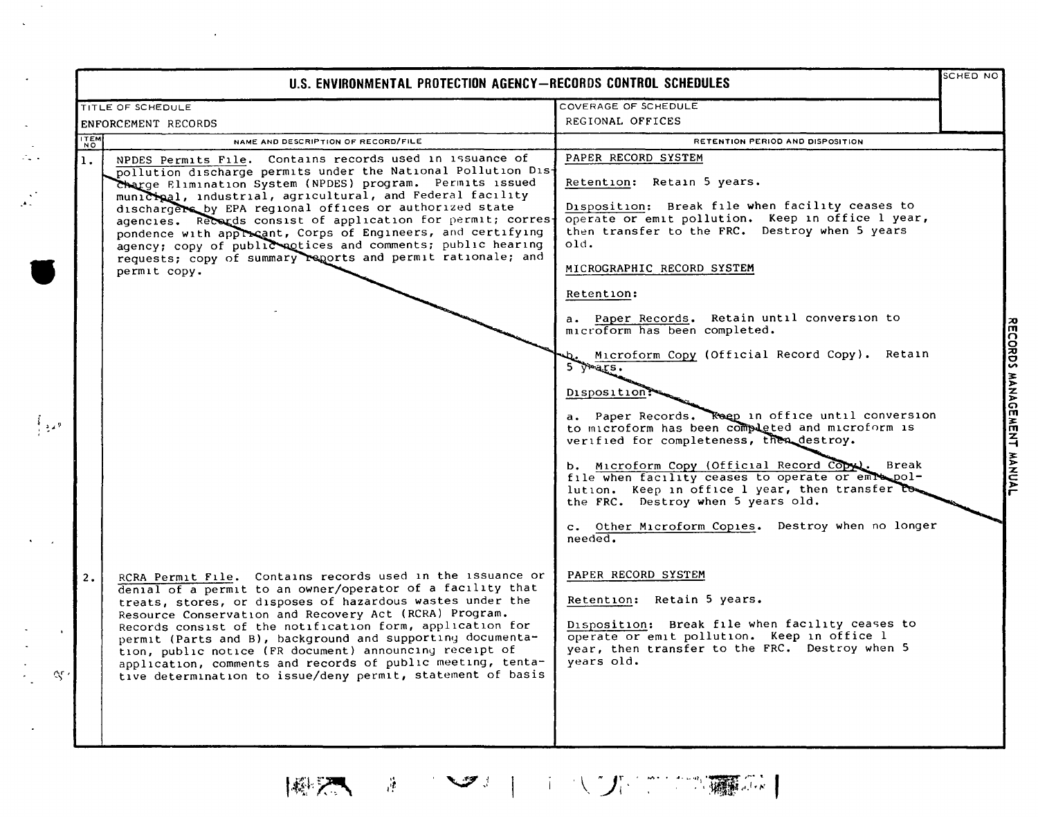# U.S. ENVIRONMENTAL PROTECTION AGENCY—RECORDS CONTROL SCHEDULES

| TITLE OF SCHEDULE | COVERAGE OF SCHEDULE | SCHED NO |
|---|---|---|
| ENFORCEMENT RECORDS | REGIONAL OFFICES | |

| ITEM NO | NAME AND DESCRIPTION OF RECORD/FILE | RETENTION PERIOD AND DISPOSITION |
|---|---|---|
| 1. | NPDES Permits File. Contains records used in issuance of pollution discharge permits under the National Pollution Discharge Elimination System (NPDES) program. Permits issued municipal, industrial, agricultural, and Federal facility dischargers by EPA regional offices or authorized state agencies. Records consist of application for permit; correspondence with applicant, Corps of Engineers, and certifying agency; copy of public notices and comments; public hearing requests; copy of summary reports and permit rationale; and permit copy. | PAPER RECORD SYSTEM<br><br>Retention: Retain 5 years.<br><br>Disposition: Break file when facility ceases to operate or emit pollution. Keep in office 1 year, then transfer to the FRC. Destroy when 5 years old.<br><br>MICROGRAPHIC RECORD SYSTEM<br><br>Retention:<br><br>a. Paper Records. Retain until conversion to microform has been completed.<br><br>b. Microform Copy (Official Record Copy). Retain 5 years.<br><br>Disposition:<br><br>a. Paper Records. Keep in office until conversion to microform has been completed and microform is verified for completeness, then destroy.<br><br>b. Microform Copy (Official Record Copy). Break file when facility ceases to operate or emit pollution. Keep in office 1 year, then transfer to the FRC. Destroy when 5 years old.<br><br>c. Other Microform Copies. Destroy when no longer needed. |
| 2. | RCRA Permit File. Contains records used in the issuance or denial of a permit to an owner/operator of a facility that treats, stores, or disposes of hazardous wastes under the Resource Conservation and Recovery Act (RCRA) Program. Records consist of the notification form, application for permit (Parts and B), background and supporting documentation, public notice (FR document) announcing receipt of application, comments and records of public meeting, tentative determination to issue/deny permit, statement of basis | PAPER RECORD SYSTEM<br><br>Retention: Retain 5 years.<br><br>Disposition: Break file when facility ceases to operate or emit pollution. Keep in office 1 year, then transfer to the FRC. Destroy when 5 years old. |

RECORDS MANAGEMENT MANUAL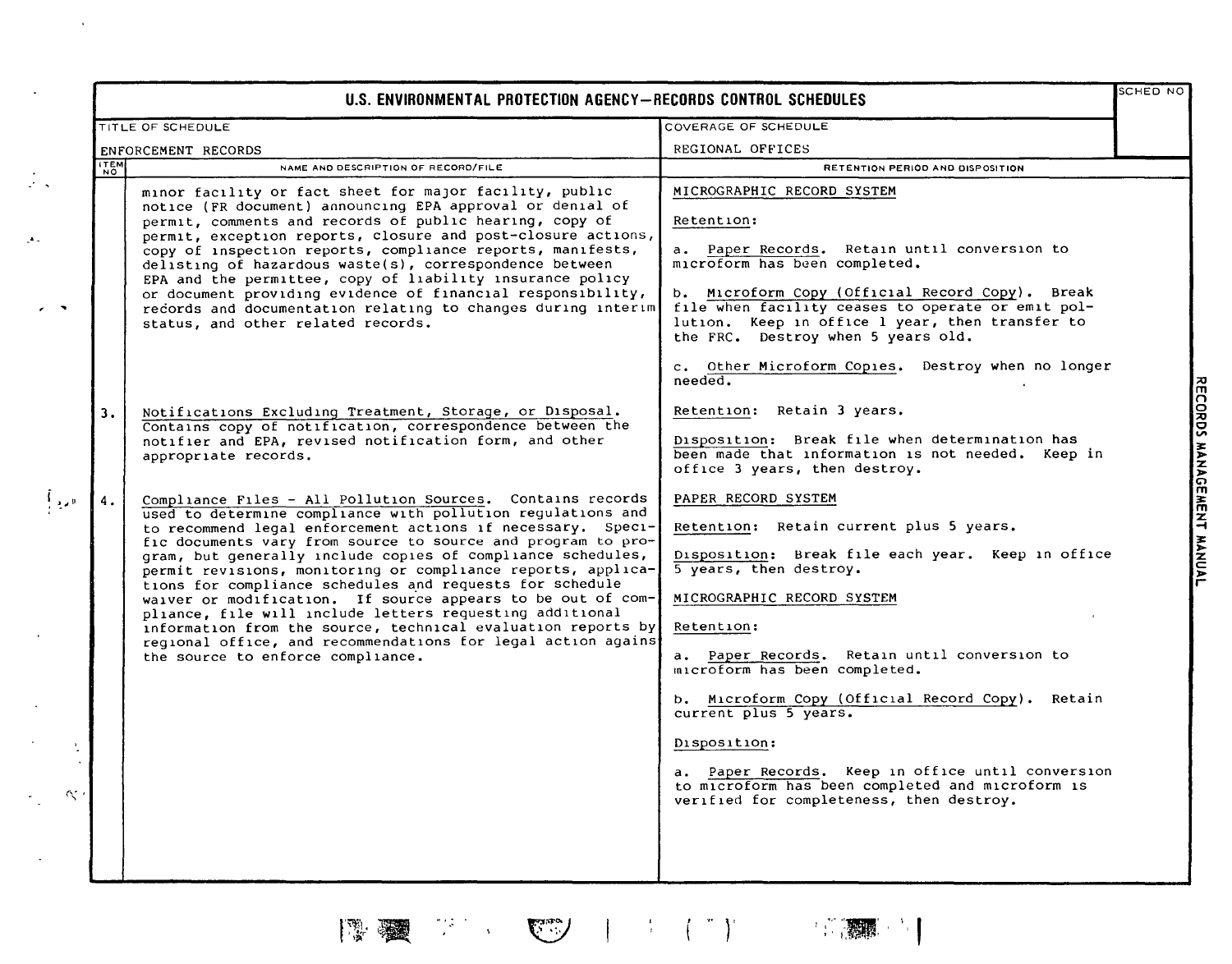## U.S. ENVIRONMENTAL PROTECTION AGENCY—RECORDS CONTROL SCHEDULES

| TITLE OF SCHEDULE | COVERAGE OF SCHEDULE | SCHED NO |
|---|---|---|
| ENFORCEMENT RECORDS | REGIONAL OFFICES | |

| ITEM NO | NAME AND DESCRIPTION OF RECORD/FILE | RETENTION PERIOD AND DISPOSITION |
|---|---|---|
| | minor facility or fact sheet for major facility, public notice (FR document) announcing EPA approval or denial of permit, comments and records of public hearing, copy of permit, exception reports, closure and post-closure actions, copy of inspection reports, compliance reports, manifests, delisting of hazardous waste(s), correspondence between EPA and the permittee, copy of liability insurance policy or document providing evidence of financial responsibility, records and documentation relating to changes during interim status, and other related records. | <u>MICROGRAPHIC RECORD SYSTEM</u><br><br><u>Retention</u>:<br><br>a. <u>Paper Records</u>. Retain until conversion to microform has been completed.<br><br>b. <u>Microform Copy (Official Record Copy)</u>. Break file when facility ceases to operate or emit pollution. Keep in office 1 year, then transfer to the FRC. Destroy when 5 years old.<br><br>c. <u>Other Microform Copies</u>. Destroy when no longer needed. |
| 3. | <u>Notifications Excluding Treatment, Storage, or Disposal</u>. Contains copy of notification, correspondence between the notifier and EPA, revised notification form, and other appropriate records. | <u>Retention</u>: Retain 3 years.<br><br><u>Disposition</u>: Break file when determination has been made that information is not needed. Keep in office 3 years, then destroy. |
| 4. | <u>Compliance Files - All Pollution Sources</u>. Contains records used to determine compliance with pollution regulations and to recommend legal enforcement actions if necessary. Specific documents vary from source to source and program to program, but generally include copies of compliance schedules, permit revisions, monitoring or compliance reports, applications for compliance schedules and requests for schedule waiver or modification. If source appears to be out of compliance, file will include letters requesting additional information from the source, technical evaluation reports by regional office, and recommendations for legal action against the source to enforce compliance. | <u>PAPER RECORD SYSTEM</u><br><br><u>Retention</u>: Retain current plus 5 years.<br><br><u>Disposition</u>: Break file each year. Keep in office 5 years, then destroy.<br><br><u>MICROGRAPHIC RECORD SYSTEM</u><br><br><u>Retention</u>:<br><br>a. <u>Paper Records</u>. Retain until conversion to microform has been completed.<br><br>b. <u>Microform Copy (Official Record Copy)</u>. Retain current plus 5 years.<br><br><u>Disposition</u>:<br><br>a. <u>Paper Records</u>. Keep in office until conversion to microform has been completed and microform is verified for completeness, then destroy. |

RECORDS MANAGEMENT MANUAL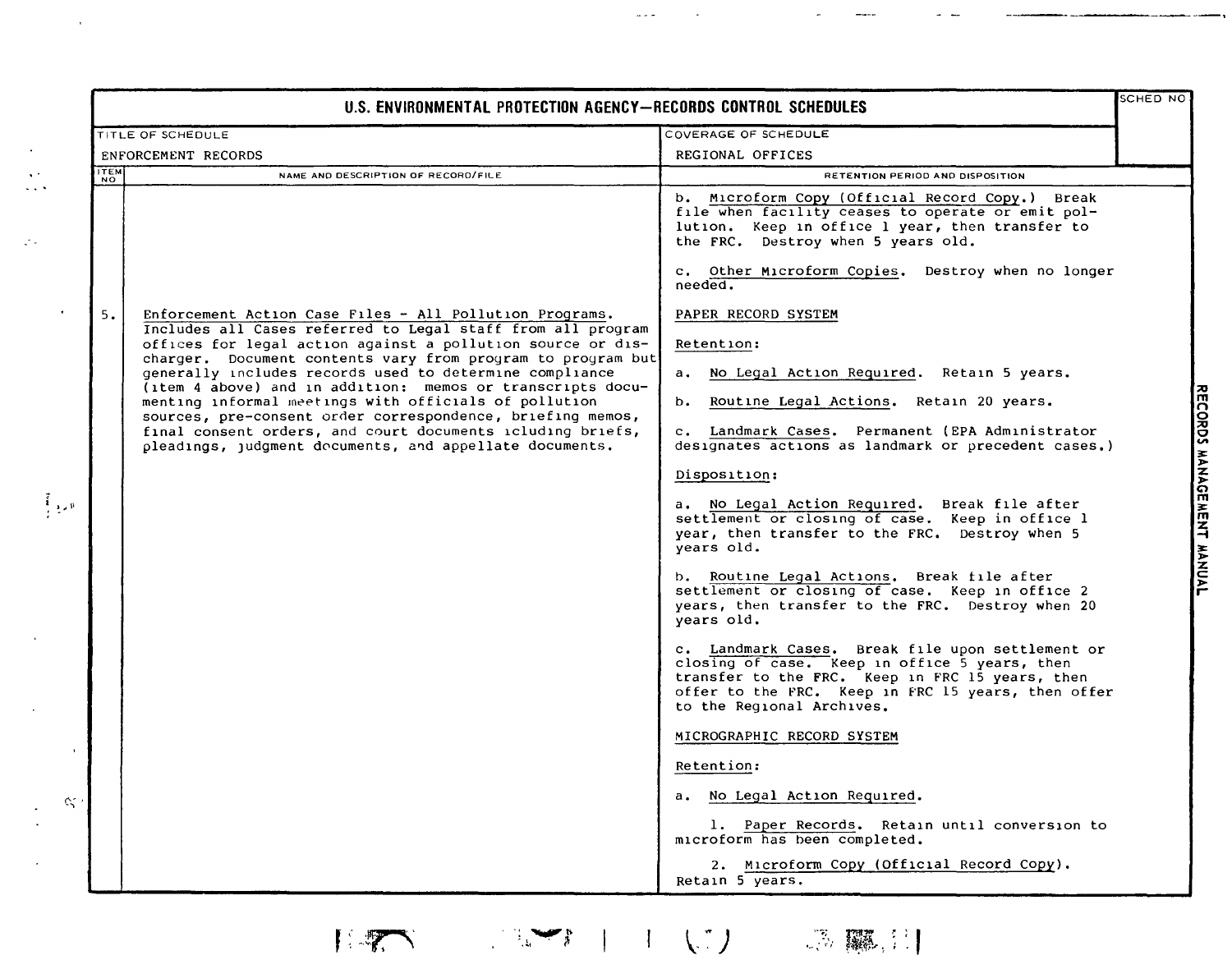# U.S. ENVIRONMENTAL PROTECTION AGENCY—RECORDS CONTROL SCHEDULES

| TITLE OF SCHEDULE | COVERAGE OF SCHEDULE | SCHED NO |
|---|---|---|
| ENFORCEMENT RECORDS | REGIONAL OFFICES | |

| ITEM NO | NAME AND DESCRIPTION OF RECORD/FILE | RETENTION PERIOD AND DISPOSITION |
|---|---|---|
| | | b. Microform Copy (Official Record Copy.) Break file when facility ceases to operate or emit pollution. Keep in office 1 year, then transfer to the FRC. Destroy when 5 years old.<br><br>c. Other Microform Copies. Destroy when no longer needed. |
| 5. | Enforcement Action Case Files - All Pollution Programs. Includes all Cases referred to Legal staff from all program offices for legal action against a pollution source or discharger. Document contents vary from program to program but generally includes records used to determine compliance (item 4 above) and in addition: memos or transcripts documenting informal meetings with officials of pollution sources, pre-consent order correspondence, briefing memos, final consent orders, and court documents icluding briefs, pleadings, judgment documents, and appellate documents. | PAPER RECORD SYSTEM<br><br>Retention:<br><br>a. No Legal Action Required. Retain 5 years.<br><br>b. Routine Legal Actions. Retain 20 years.<br><br>c. Landmark Cases. Permanent (EPA Administrator designates actions as landmark or precedent cases.)<br><br>Disposition:<br><br>a. No Legal Action Required. Break file after settlement or closing of case. Keep in office 1 year, then transfer to the FRC. Destroy when 5 years old.<br><br>b. Routine Legal Actions. Break file after settlement or closing of case. Keep in office 2 years, then transfer to the FRC. Destroy when 20 years old.<br><br>c. Landmark Cases. Break file upon settlement or closing of case. Keep in office 5 years, then transfer to the FRC. Keep in FRC 15 years, then offer to the FRC. Keep in FRC 15 years, then offer to the Regional Archives.<br><br>MICROGRAPHIC RECORD SYSTEM<br><br>Retention:<br><br>a. No Legal Action Required.<br><br>1. Paper Records. Retain until conversion to microform has been completed.<br><br>2. Microform Copy (Official Record Copy). Retain 5 years. |

RECORDS MANAGEMENT MANUAL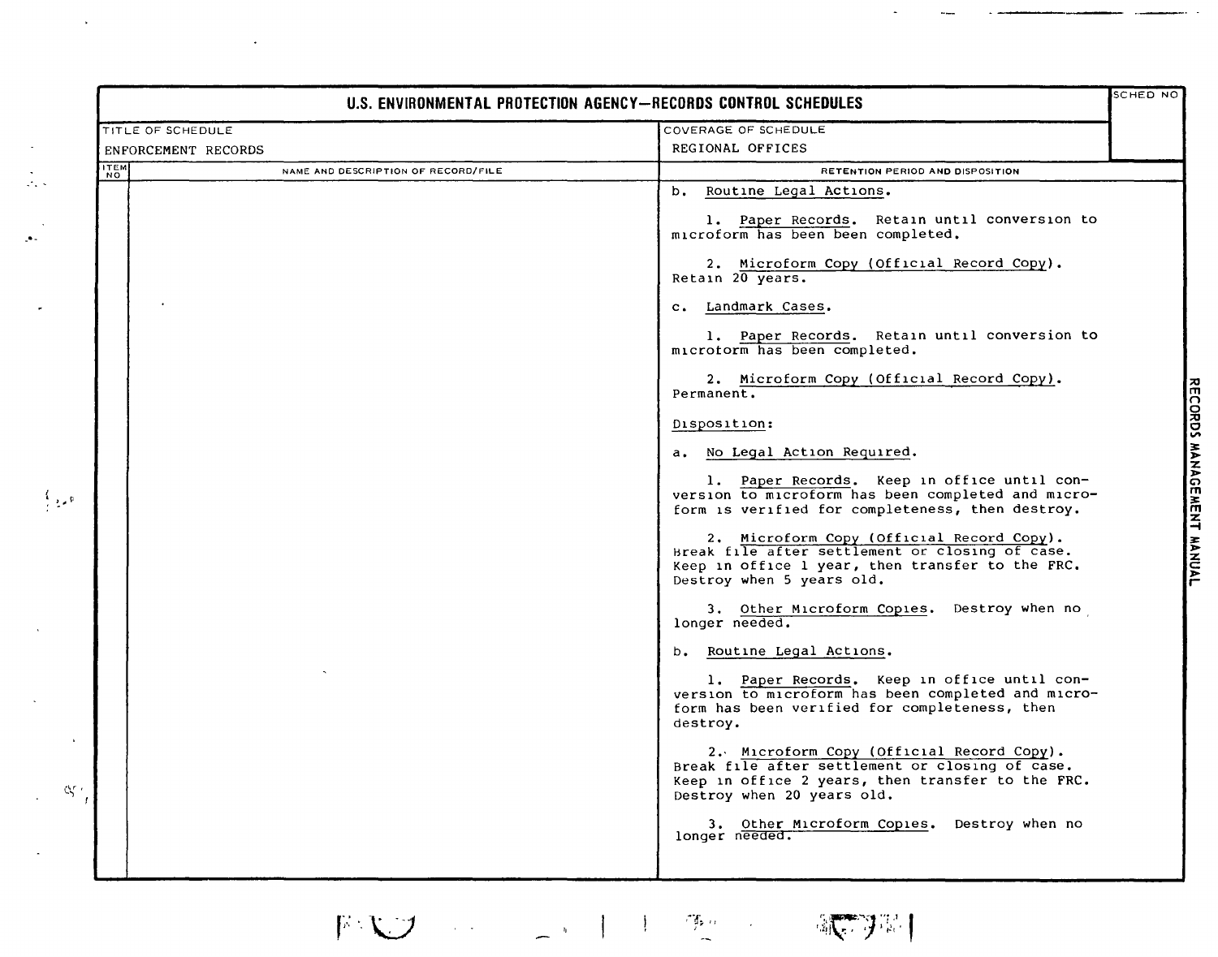# U.S. ENVIRONMENTAL PROTECTION AGENCY—RECORDS CONTROL SCHEDULES

| TITLE OF SCHEDULE | COVERAGE OF SCHEDULE | SCHED NO |
|---|---|---|
| ENFORCEMENT RECORDS | REGIONAL OFFICES | |

| ITEM NO | NAME AND DESCRIPTION OF RECORD/FILE | RETENTION PERIOD AND DISPOSITION |
|---|---|---|
| | | b. Routine Legal Actions.<br><br>1. Paper Records. Retain until conversion to microform has been been completed.<br><br>2. Microform Copy (Official Record Copy). Retain 20 years.<br><br>c. Landmark Cases.<br><br>1. Paper Records. Retain until conversion to microform has been completed.<br><br>2. Microform Copy (Official Record Copy). Permanent.<br><br>Disposition:<br><br>a. No Legal Action Required.<br><br>1. Paper Records. Keep in office until conversion to microform has been completed and microform is verified for completeness, then destroy.<br><br>2. Microform Copy (Official Record Copy). Break file after settlement or closing of case. Keep in office 1 year, then transfer to the FRC. Destroy when 5 years old.<br><br>3. Other Microform Copies. Destroy when no longer needed.<br><br>b. Routine Legal Actions.<br><br>1. Paper Records. Keep in office until conversion to microform has been completed and microform has been verified for completeness, then destroy.<br><br>2. Microform Copy (Official Record Copy). Break file after settlement or closing of case. Keep in office 2 years, then transfer to the FRC. Destroy when 20 years old.<br><br>3. Other Microform Copies. Destroy when no longer needed. |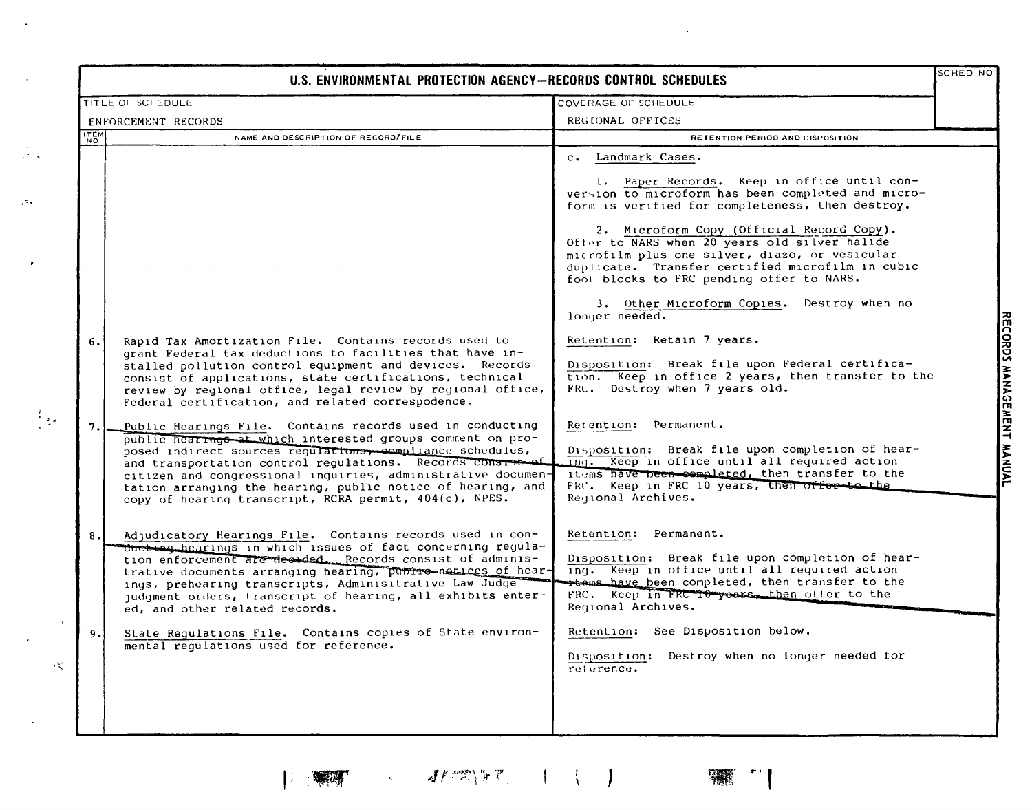# U.S. ENVIRONMENTAL PROTECTION AGENCY—RECORDS CONTROL SCHEDULES

| TITLE OF SCHEDULE | COVERAGE OF SCHEDULE | SCHED NO |
|---|---|---|
| ENFORCEMENT RECORDS | REGIONAL OFFICES | |

| ITEM NO | NAME AND DESCRIPTION OF RECORD/FILE | RETENTION PERIOD AND DISPOSITION |
|---|---|---|
| | | c. Landmark Cases.<br><br>1. Paper Records. Keep in office until conversion to microform has been completed and microform is verified for completeness, then destroy.<br><br>2. Microform Copy (Official Record Copy). Offer to NARS when 20 years old silver halide microfilm plus one silver, diazo, or vesicular duplicate. Transfer certified microfilm in cubic foot blocks to FRC pending offer to NARS.<br><br>3. Other Microform Copies. Destroy when no longer needed. |
| 6. | Rapid Tax Amortization File. Contains records used to grant Federal tax deductions to facilities that have installed pollution control equipment and devices. Records consist of applications, state certifications, technical review by regional office, legal review by regional office, Federal certification, and related correspodence. | Retention: Retain 7 years.<br><br>Disposition: Break file upon Federal certification. Keep in office 2 years, then transfer to the FRC. Destroy when 7 years old. |
| 7. | Public Hearings File. Contains records used in conducting public hearings at which interested groups comment on proposed indirect sources regulations, compliance schedules, and transportation control regulations. Records consist of citizen and congressional inquiries, administrative documentation arranging the hearing, public notice of hearing, and copy of hearing transcript, RCRA permit, 404(c), NPES. | Retention: Permanent.<br><br>Disposition: Break file upon completion of hearing. Keep in office until all required action items have been completed, then transfer to the FRC. Keep in FRC 10 years, then offer to the Regional Archives. |
| 8. | Adjudicatory Hearings File. Contains records used in conducting hearings in which issues of fact concerning regulation enforcement are decided. Records consist of administrative documents arranging hearing, public notices of hearings, prehearing transcripts, Administrative Law Judge judgment orders, transcript of hearing, all exhibits entered, and other related records. | Retention: Permanent.<br><br>Disposition: Break file upon completion of hearing. Keep in office until all required action items have been completed, then transfer to the FRC. Keep in FRC 10 years, then offer to the Regional Archives. |
| 9. | State Regulations File. Contains copies of State environmental regulations used for reference. | Retention: See Disposition below.<br><br>Disposition: Destroy when no longer needed for reference. |

RECORDS MANAGEMENT MANUAL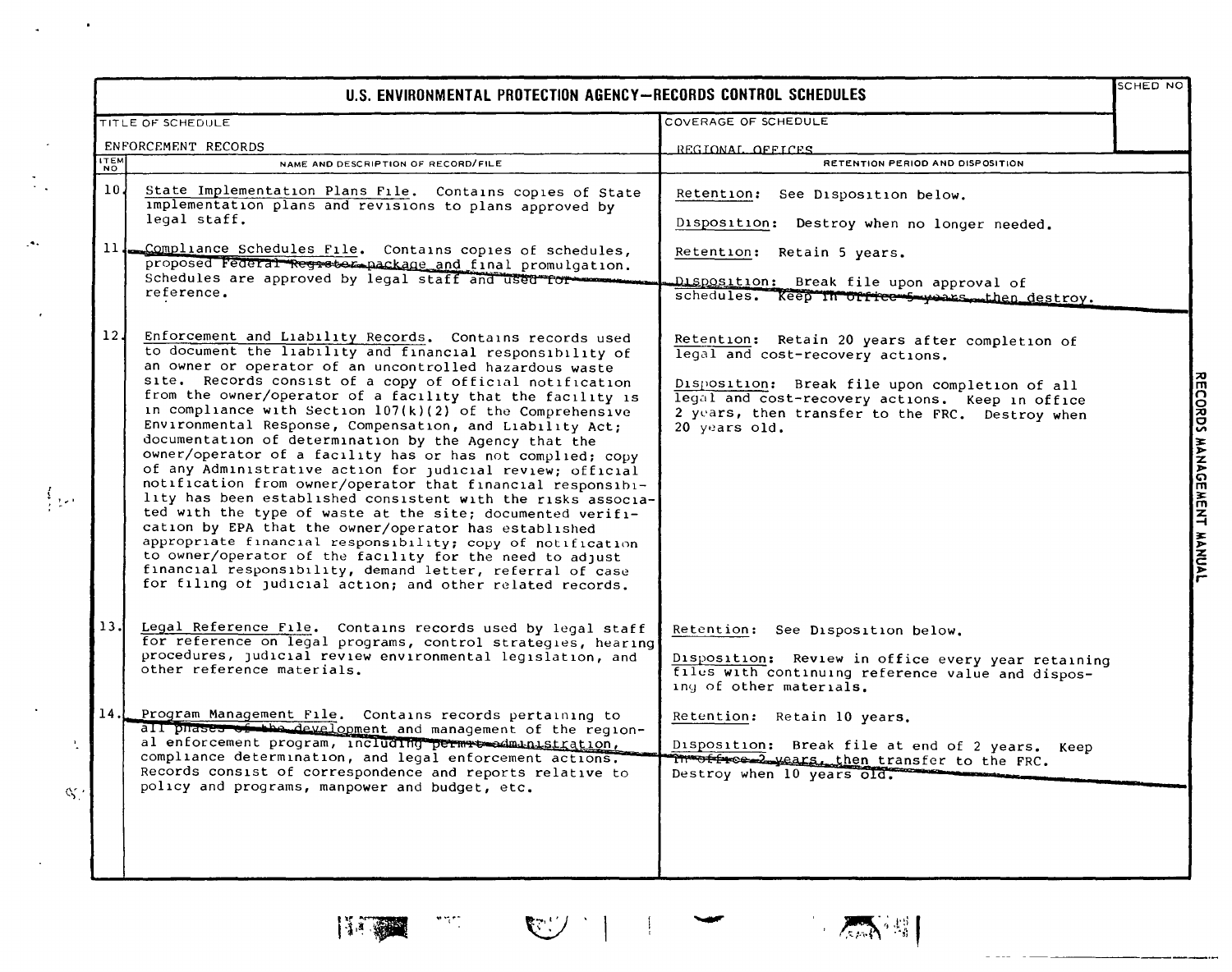# U.S. ENVIRONMENTAL PROTECTION AGENCY—RECORDS CONTROL SCHEDULES

| TITLE OF SCHEDULE | COVERAGE OF SCHEDULE | SCHED NO |
|---|---|---|
| ENFORCEMENT RECORDS | REGIONAL OFFICES | |

| ITEM NO | NAME AND DESCRIPTION OF RECORD/FILE | RETENTION PERIOD AND DISPOSITION |
|---|---|---|
| 10. | State Implementation Plans File. Contains copies of State implementation plans and revisions to plans approved by legal staff. | Retention: See Disposition below.<br><br>Disposition: Destroy when no longer needed. |
| 11. | Compliance Schedules File. Contains copies of schedules, proposed Federal Register package and final promulgation. Schedules are approved by legal staff and used for reference. | Retention: Retain 5 years.<br><br>Disposition: Break file upon approval of schedules. Keep in office 5 years, then destroy. |
| 12. | Enforcement and Liability Records. Contains records used to document the liability and financial responsibility of an owner or operator of an uncontrolled hazardous waste site. Records consist of a copy of official notification from the owner/operator of a facility that the facility is in compliance with Section 107(k)(2) of the Comprehensive Environmental Response, Compensation, and Liability Act; documentation of determination by the Agency that the owner/operator of a facility has or has not complied; copy of any Administrative action for judicial review; official notification from owner/operator that financial responsibility has been established consistent with the risks associated with the type of waste at the site; documented verification by EPA that the owner/operator has established appropriate financial responsibility; copy of notification to owner/operator of the facility for the need to adjust financial responsibility, demand letter, referral of case for filing of judicial action; and other related records. | Retention: Retain 20 years after completion of legal and cost-recovery actions.<br><br>Disposition: Break file upon completion of all legal and cost-recovery actions. Keep in office 2 years, then transfer to the FRC. Destroy when 20 years old. |
| 13. | Legal Reference File. Contains records used by legal staff for reference on legal programs, control strategies, hearing procedures, judicial review environmental legislation, and other reference materials. | Retention: See Disposition below.<br><br>Disposition: Review in office every year retaining files with continuing reference value and disposing of other materials. |
| 14. | Program Management File. Contains records pertaining to all phases of the development and management of the regional enforcement program, including permit administration, compliance determination, and legal enforcement actions. Records consist of correspondence and reports relative to policy and programs, manpower and budget, etc. | Retention: Retain 10 years.<br><br>Disposition: Break file at end of 2 years. Keep in office 2 years, then transfer to the FRC. Destroy when 10 years old. |

RECORDS MANAGEMENT MANUAL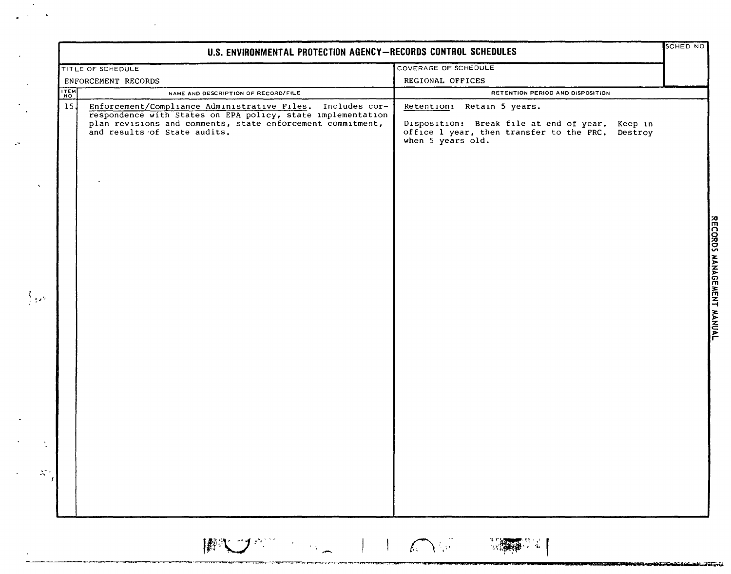# U.S. ENVIRONMENTAL PROTECTION AGENCY—RECORDS CONTROL SCHEDULES

| TITLE OF SCHEDULE | COVERAGE OF SCHEDULE | SCHED NO |
|---|---|---|
| ENFORCEMENT RECORDS | REGIONAL OFFICES | |

| ITEM NO | NAME AND DESCRIPTION OF RECORD/FILE | RETENTION PERIOD AND DISPOSITION |
|---|---|---|
| 15 | Enforcement/Compliance Administrative Files. Includes correspondence with States on EPA policy, state implementation plan revisions and comments, state enforcement commitment, and results of State audits. | Retention: Retain 5 years.<br><br>Disposition: Break file at end of year. Keep in office 1 year, then transfer to the FRC. Destroy when 5 years old. |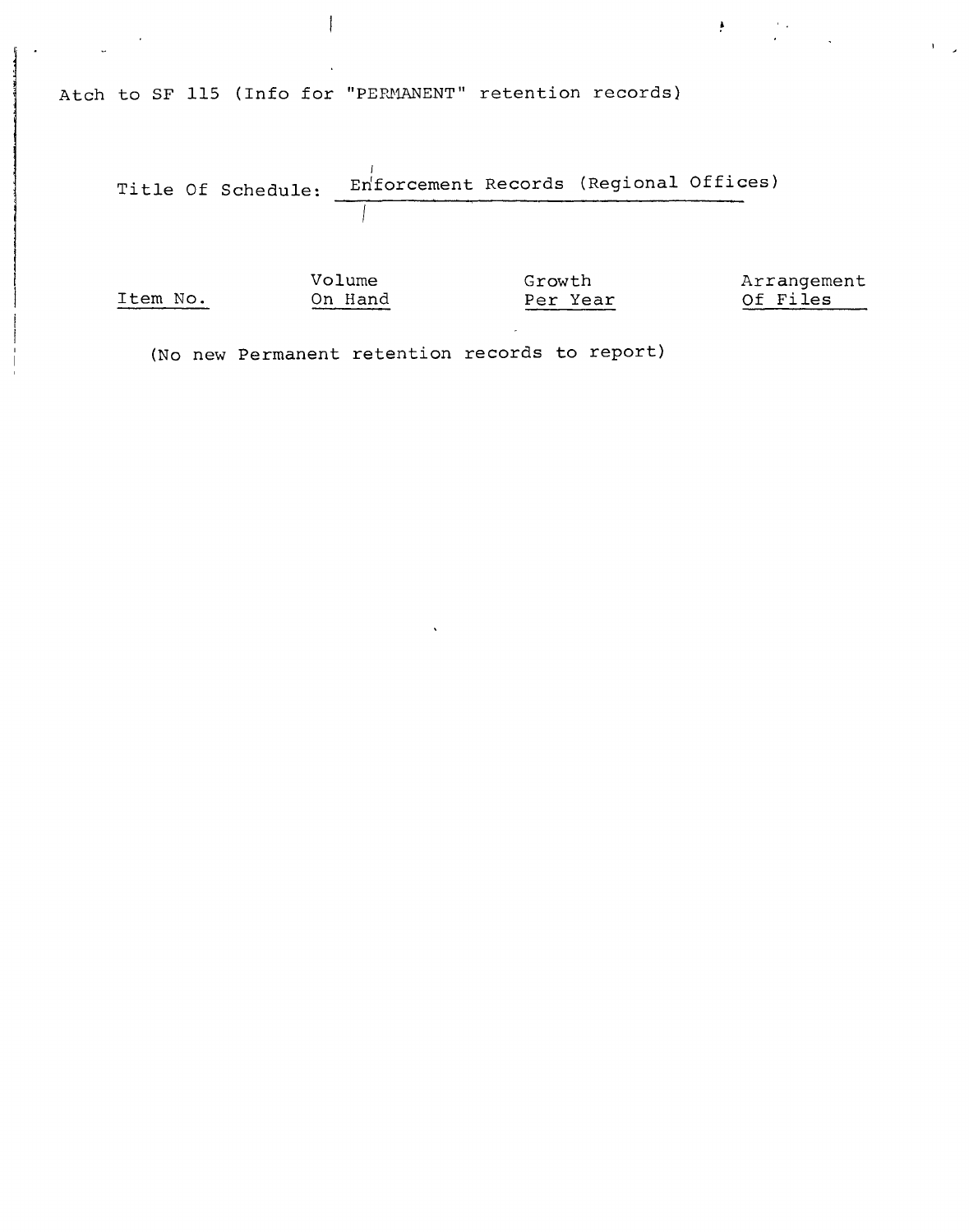Atch to SF 115 (Info for "PERMANENT" retention records)

Title Of Schedule: Enforcement Records (Regional Offices)

| Item No. | Volume On Hand | Growth Per Year | Arrangement Of Files |
| --- | --- | --- | --- |

(No new Permanent retention records to report)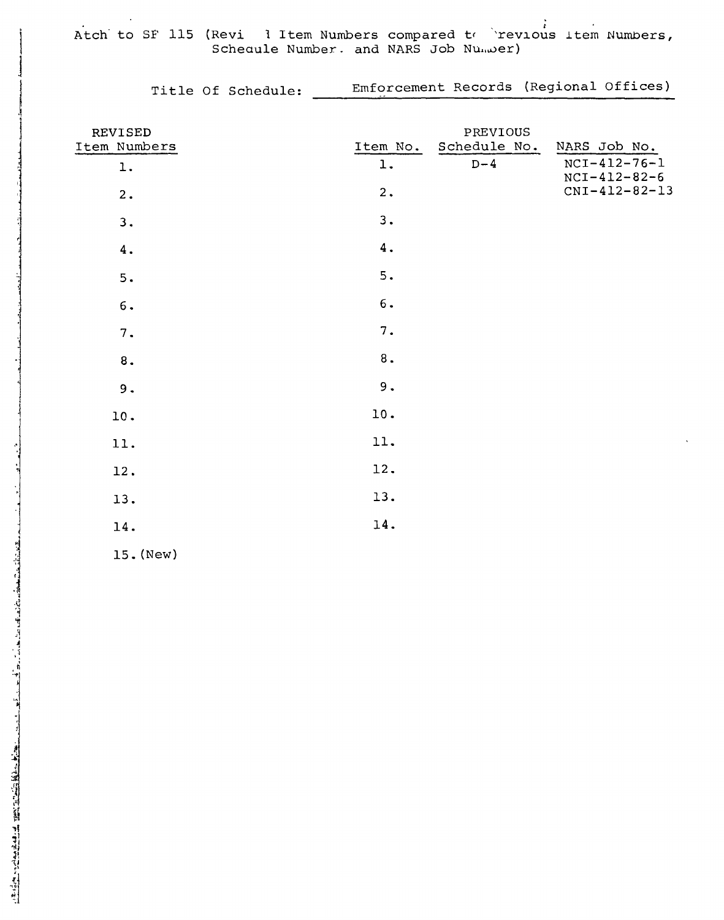Atch to SF 115 (Revi l Item Numbers compared t‹ `revious Item Numbers, Scheaule Number. and NARS Job Nu..ber)

Title Of Schedule: Emforcement Records (Regional Offices)

| REVISED Item Numbers | PREVIOUS Item No. | Schedule No. | NARS Job No. |
|---|---|---|---|
| 1. | 1. | D-4 | NCI-412-76-1<br>NCI-412-82-6<br>CNI-412-82-13 |
| 2. | 2. | | |
| 3. | 3. | | |
| 4. | 4. | | |
| 5. | 5. | | |
| 6. | 6. | | |
| 7. | 7. | | |
| 8. | 8. | | |
| 9. | 9. | | |
| 10. | 10. | | |
| 11. | 11. | | |
| 12. | 12. | | |
| 13. | 13. | | |
| 14. | 14. | | |
| 15.(New) | | | |